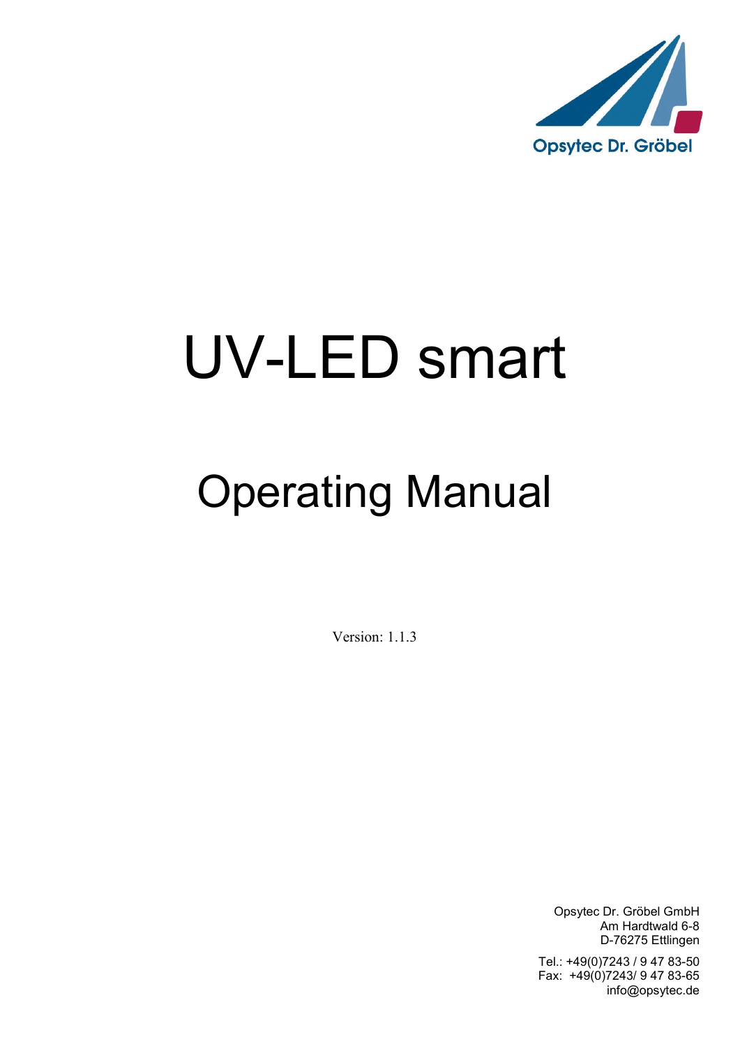Opsytec Dr. Gröbel

# UV-LED smart

## Operating Manual

Version: 1.1.3

Opsytec Dr. Gröbel GmbH
Am Hardtwald 6-8
D-76275 Ettlingen

Tel.: +49(0)7243 / 9 47 83-50
Fax: +49(0)7243/ 9 47 83-65
info@opsytec.de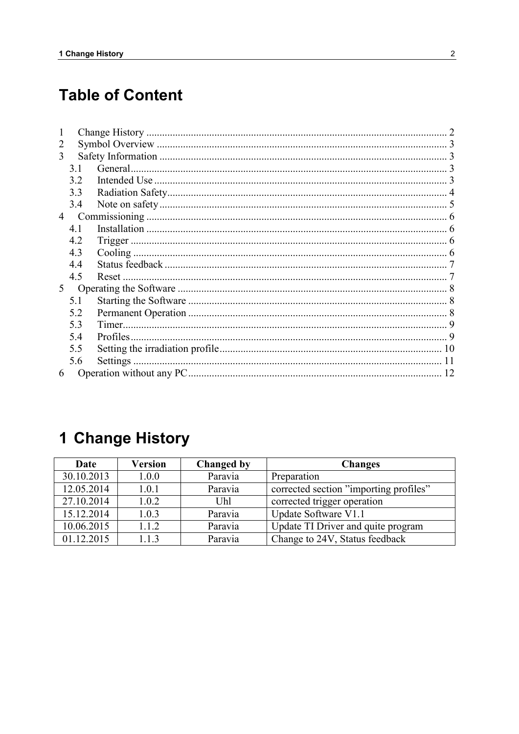# Table of Content

1 Change History ................................................................................................................ 2
2 Symbol Overview ............................................................................................................ 3
3 Safety Information ........................................................................................................... 3
  3.1 General........................................................................................................................ 3
  3.2 Intended Use ............................................................................................................... 3
  3.3 Radiation Safety.......................................................................................................... 4
  3.4 Note on safety ............................................................................................................. 5
4 Commissioning ................................................................................................................. 6
  4.1 Installation .................................................................................................................. 6
  4.2 Trigger ........................................................................................................................ 6
  4.3 Cooling ....................................................................................................................... 6
  4.4 Status feedback ........................................................................................................... 7
  4.5 Reset ........................................................................................................................... 7
5 Operating the Software ..................................................................................................... 8
  5.1 Starting the Software .................................................................................................. 8
  5.2 Permanent Operation .................................................................................................. 8
  5.3 Timer........................................................................................................................... 9
  5.4 Profiles........................................................................................................................ 9
  5.5 Setting the irradiation profile.................................................................................... 10
  5.6 Settings ..................................................................................................................... 11
6 Operation without any PC............................................................................................... 12

# 1 Change History

| Date | Version | Changed by | Changes |
|---|---|---|---|
| 30.10.2013 | 1.0.0 | Paravia | Preparation |
| 12.05.2014 | 1.0.1 | Paravia | corrected section ”importing profiles” |
| 27.10.2014 | 1.0.2 | Uhl | corrected trigger operation |
| 15.12.2014 | 1.0.3 | Paravia | Update Software V1.1 |
| 10.06.2015 | 1.1.2 | Paravia | Update TI Driver and quite program |
| 01.12.2015 | 1.1.3 | Paravia | Change to 24V, Status feedback |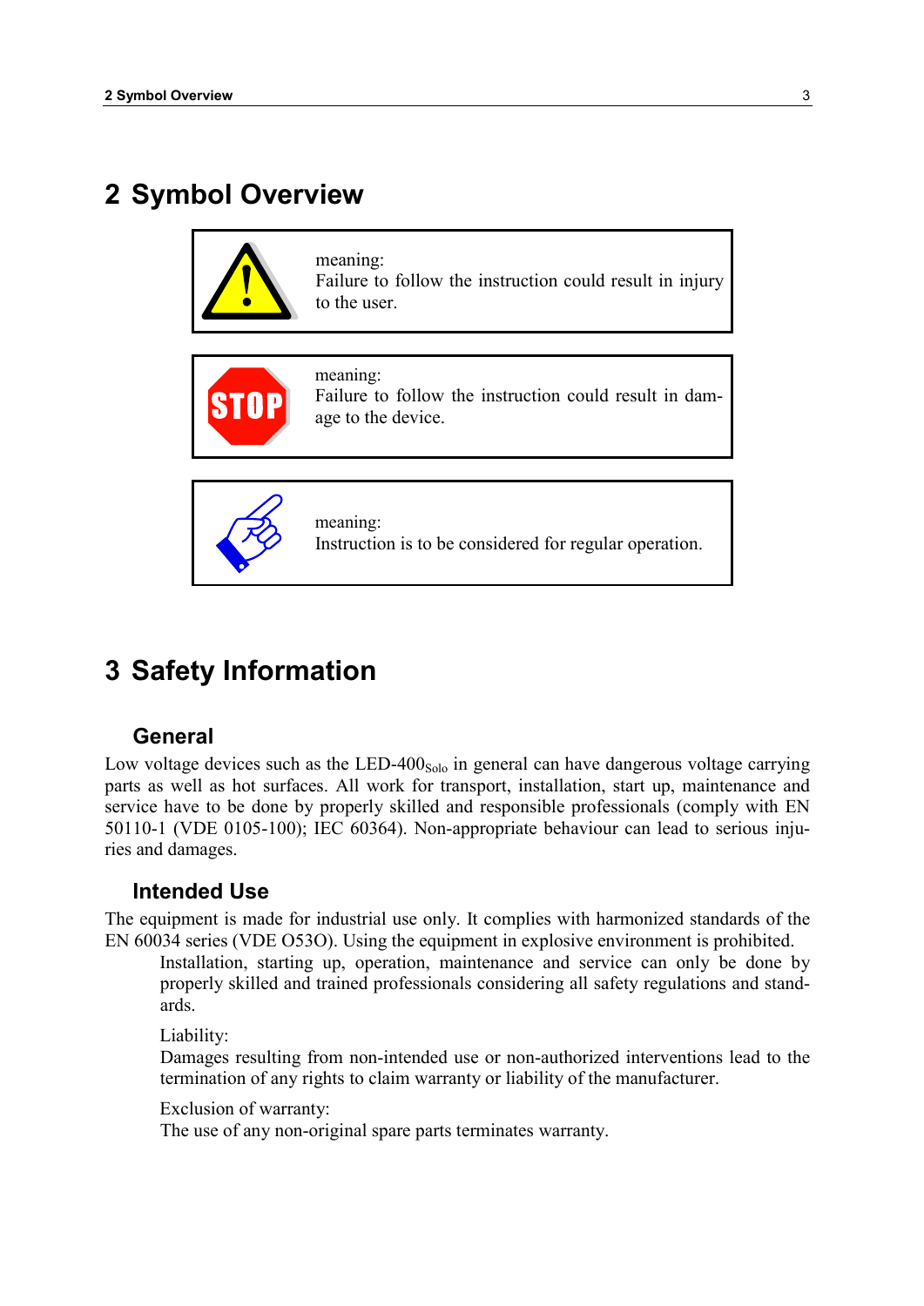# 2 Symbol Overview

| | |
|---|---|
| | meaning:<br>Failure to follow the instruction could result in injury to the user. |
| | meaning:<br>Failure to follow the instruction could result in damage to the device. |
| | meaning:<br>Instruction is to be considered for regular operation. |

# 3 Safety Information

## General

Low voltage devices such as the LED-400$_{Solo}$ in general can have dangerous voltage carrying parts as well as hot surfaces. All work for transport, installation, start up, maintenance and service have to be done by properly skilled and responsible professionals (comply with EN 50110-1 (VDE 0105-100); IEC 60364). Non-appropriate behaviour can lead to serious injuries and damages.

## Intended Use

The equipment is made for industrial use only. It complies with harmonized standards of the EN 60034 series (VDE O53O). Using the equipment in explosive environment is prohibited.

Installation, starting up, operation, maintenance and service can only be done by properly skilled and trained professionals considering all safety regulations and standards.

Liability:
Damages resulting from non-intended use or non-authorized interventions lead to the termination of any rights to claim warranty or liability of the manufacturer.

Exclusion of warranty:
The use of any non-original spare parts terminates warranty.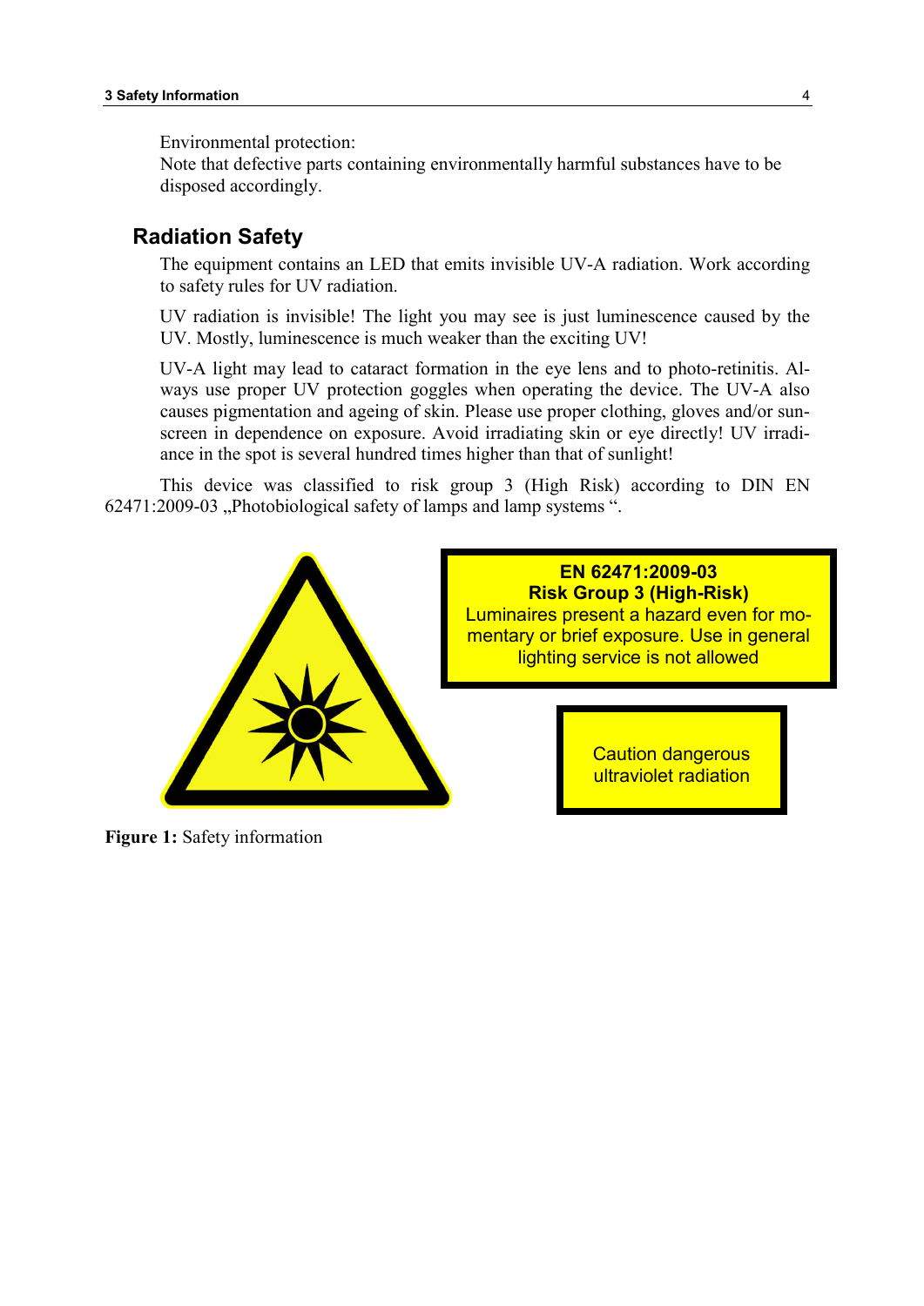Environmental protection:
Note that defective parts containing environmentally harmful substances have to be disposed accordingly.

## Radiation Safety

The equipment contains an LED that emits invisible UV-A radiation. Work according to safety rules for UV radiation.

UV radiation is invisible! The light you may see is just luminescence caused by the UV. Mostly, luminescence is much weaker than the exciting UV!

UV-A light may lead to cataract formation in the eye lens and to photo-retinitis. Always use proper UV protection goggles when operating the device. The UV-A also causes pigmentation and ageing of skin. Please use proper clothing, gloves and/or sunscreen in dependence on exposure. Avoid irradiating skin or eye directly! UV irradiance in the spot is several hundred times higher than that of sunlight!

This device was classified to risk group 3 (High Risk) according to DIN EN 62471:2009-03 „Photobiological safety of lamps and lamp systems ".

**EN 62471:2009-03**
**Risk Group 3 (High-Risk)**
Luminaires present a hazard even for momentary or brief exposure. Use in general lighting service is not allowed

Caution dangerous ultraviolet radiation

**Figure 1:** Safety information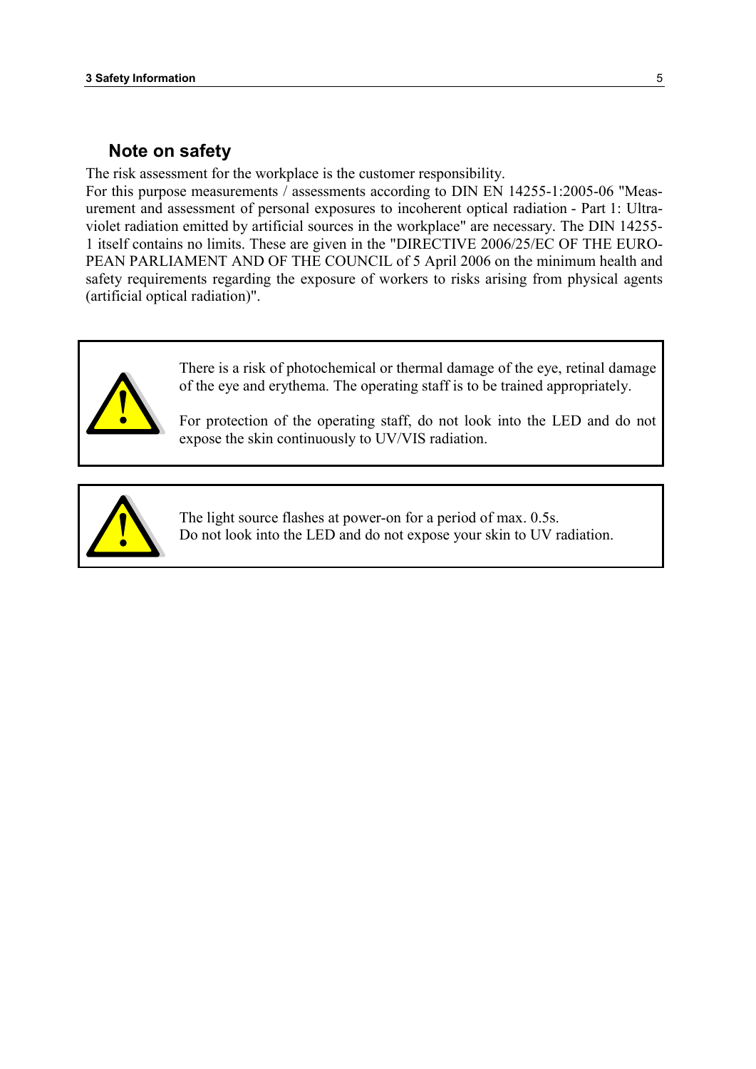## Note on safety

The risk assessment for the workplace is the customer responsibility.
For this purpose measurements / assessments according to DIN EN 14255-1:2005-06 "Measurement and assessment of personal exposures to incoherent optical radiation - Part 1: Ultraviolet radiation emitted by artificial sources in the workplace" are necessary. The DIN 14255-1 itself contains no limits. These are given in the "DIRECTIVE 2006/25/EC OF THE EUROPEAN PARLIAMENT AND OF THE COUNCIL of 5 April 2006 on the minimum health and safety requirements regarding the exposure of workers to risks arising from physical agents (artificial optical radiation)".

> There is a risk of photochemical or thermal damage of the eye, retinal damage of the eye and erythema. The operating staff is to be trained appropriately.
>
> For protection of the operating staff, do not look into the LED and do not expose the skin continuously to UV/VIS radiation.

> The light source flashes at power-on for a period of max. 0.5s.
> Do not look into the LED and do not expose your skin to UV radiation.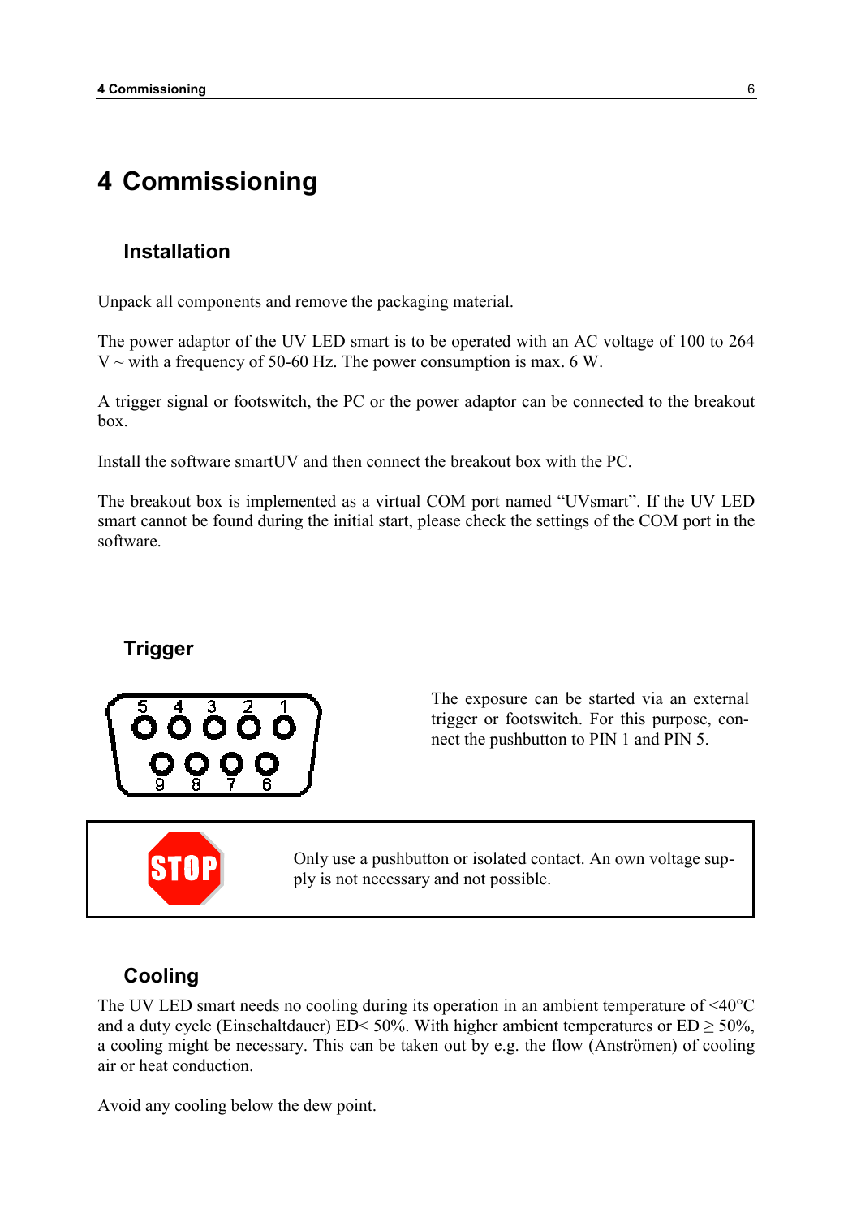// 4 Commissioning

## Installation

Unpack all components and remove the packaging material.

The power adaptor of the UV LED smart is to be operated with an AC voltage of 100 to 264 V ~ with a frequency of 50-60 Hz. The power consumption is max. 6 W.

A trigger signal or footswitch, the PC or the power adaptor can be connected to the breakout box.

Install the software smartUV and then connect the breakout box with the PC.

The breakout box is implemented as a virtual COM port named “UVsmart”. If the UV LED smart cannot be found during the initial start, please check the settings of the COM port in the software.

## Trigger

The exposure can be started via an external trigger or footswitch. For this purpose, connect the pushbutton to PIN 1 and PIN 5.

Only use a pushbutton or isolated contact. An own voltage supply is not necessary and not possible.

## Cooling

The UV LED smart needs no cooling during its operation in an ambient temperature of <40°C and a duty cycle (Einschaltdauer) ED< 50%. With higher ambient temperatures or ED ≥ 50%, a cooling might be necessary. This can be taken out by e.g. the flow (Anströmen) of cooling air or heat conduction.

Avoid any cooling below the dew point.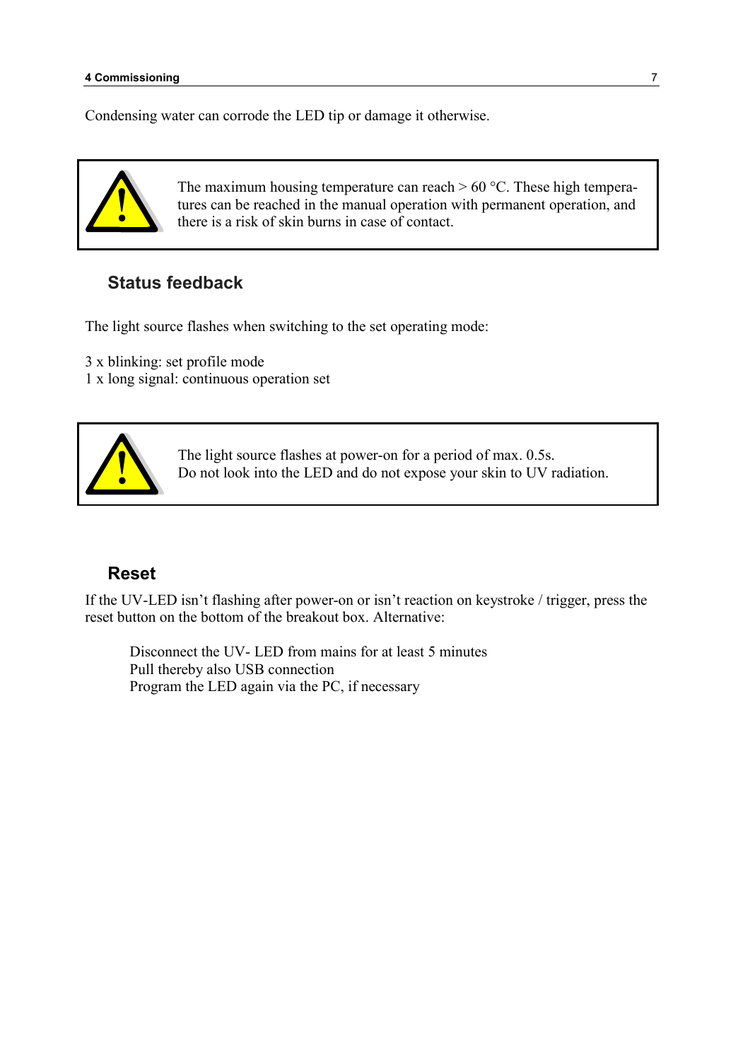Condensing water can corrode the LED tip or damage it otherwise.

> The maximum housing temperature can reach > 60 °C. These high temperatures can be reached in the manual operation with permanent operation, and there is a risk of skin burns in case of contact.

## Status feedback

The light source flashes when switching to the set operating mode:

3 x blinking: set profile mode
1 x long signal: continuous operation set

> The light source flashes at power-on for a period of max. 0.5s.
> Do not look into the LED and do not expose your skin to UV radiation.

## Reset

If the UV-LED isn't flashing after power-on or isn't reaction on keystroke / trigger, press the reset button on the bottom of the breakout box. Alternative:

Disconnect the UV- LED from mains for at least 5 minutes
Pull thereby also USB connection
Program the LED again via the PC, if necessary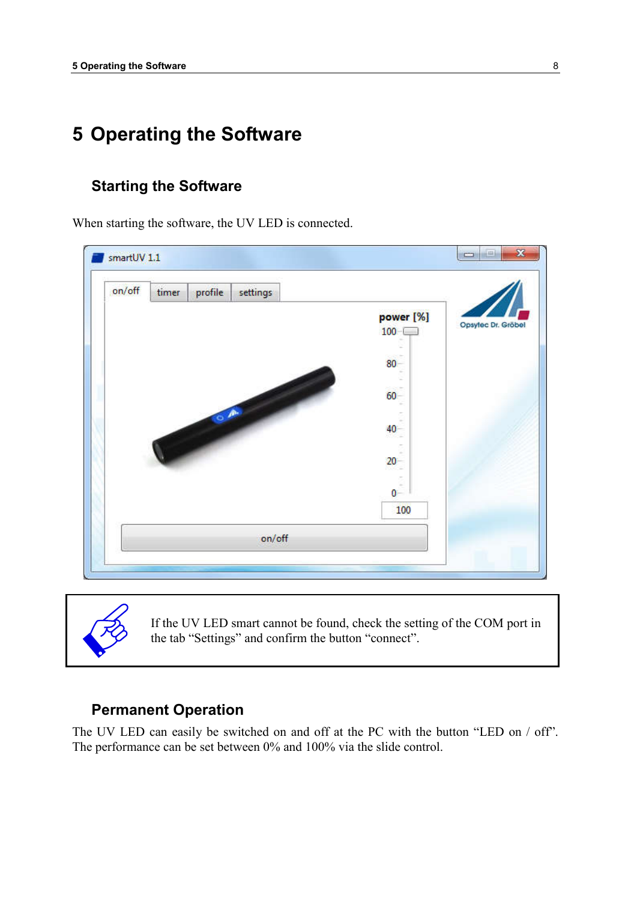# 5 Operating the Software

## Starting the Software

When starting the software, the UV LED is connected.

If the UV LED smart cannot be found, check the setting of the COM port in the tab “Settings” and confirm the button “connect”.

## Permanent Operation

The UV LED can easily be switched on and off at the PC with the button “LED on / off”. The performance can be set between 0% and 100% via the slide control.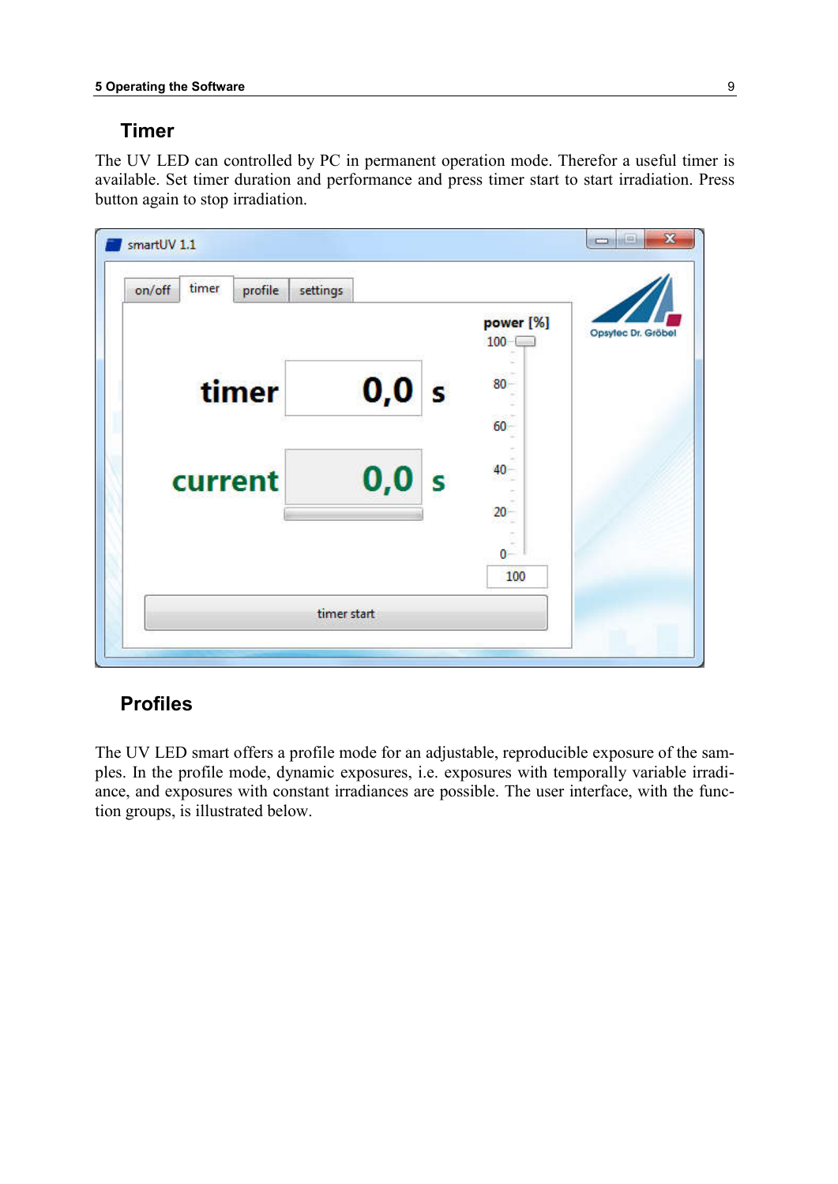## Timer

The UV LED can controlled by PC in permanent operation mode. Therefor a useful timer is available. Set timer duration and performance and press timer start to start irradiation. Press button again to stop irradiation.

## Profiles

The UV LED smart offers a profile mode for an adjustable, reproducible exposure of the samples. In the profile mode, dynamic exposures, i.e. exposures with temporally variable irradiance, and exposures with constant irradiances are possible. The user interface, with the function groups, is illustrated below.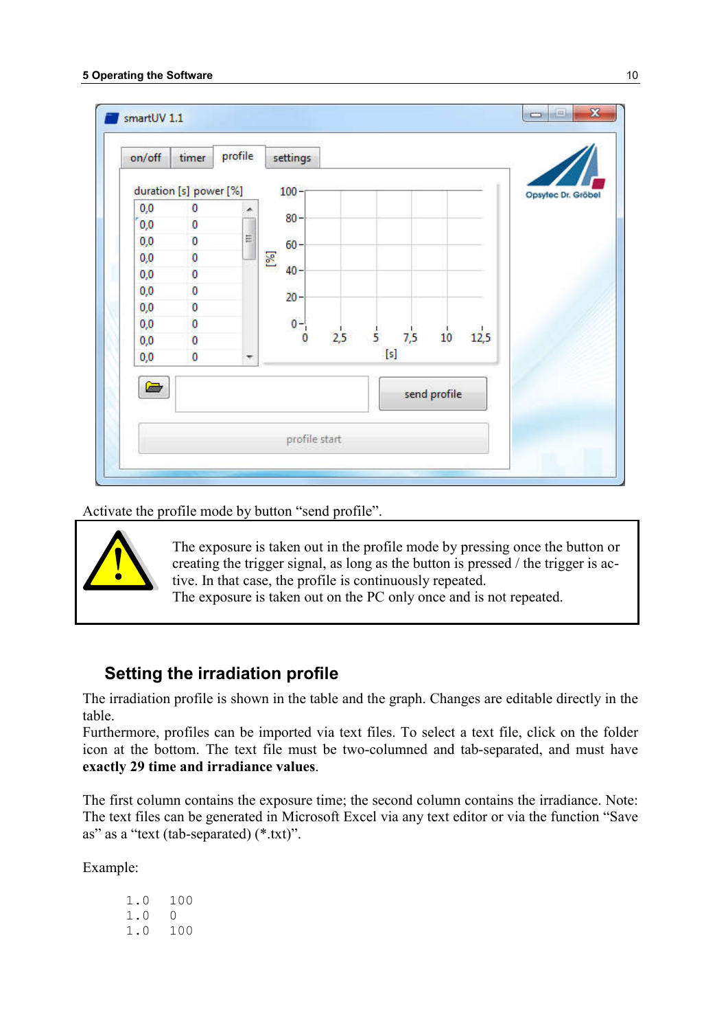Activate the profile mode by button “send profile”.

The exposure is taken out in the profile mode by pressing once the button or creating the trigger signal, as long as the button is pressed / the trigger is active. In that case, the profile is continuously repeated.
The exposure is taken out on the PC only once and is not repeated.

### Setting the irradiation profile

The irradiation profile is shown in the table and the graph. Changes are editable directly in the table.
Furthermore, profiles can be imported via text files. To select a text file, click on the folder icon at the bottom. The text file must be two-columned and tab-separated, and must have **exactly 29 time and irradiance values**.

The first column contains the exposure time; the second column contains the irradiance. Note: The text files can be generated in Microsoft Excel via any text editor or via the function “Save as” as a “text (tab-separated) (*.txt)”.

Example:

```
1.0   100
1.0   0
1.0   100
```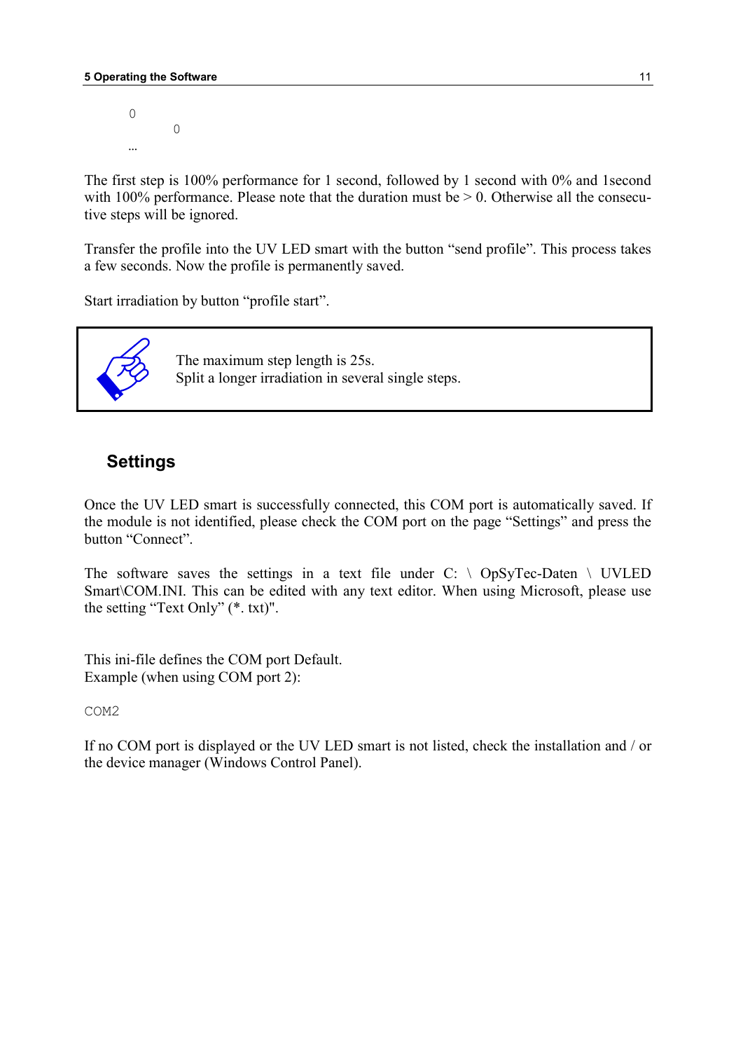```
0
          0
…
```

The first step is 100% performance for 1 second, followed by 1 second with 0% and 1second with 100% performance. Please note that the duration must be > 0. Otherwise all the consecutive steps will be ignored.

Transfer the profile into the UV LED smart with the button “send profile”. This process takes a few seconds. Now the profile is permanently saved.

Start irradiation by button “profile start”.

> The maximum step length is 25s.
> Split a longer irradiation in several single steps.

## Settings

Once the UV LED smart is successfully connected, this COM port is automatically saved. If the module is not identified, please check the COM port on the page “Settings” and press the button “Connect”.

The software saves the settings in a text file under C: \ OpSyTec-Daten \ UVLED Smart\COM.INI. This can be edited with any text editor. When using Microsoft, please use the setting “Text Only” (*. txt)".

This ini-file defines the COM port Default.
Example (when using COM port 2):

```
COM2
```

If no COM port is displayed or the UV LED smart is not listed, check the installation and / or the device manager (Windows Control Panel).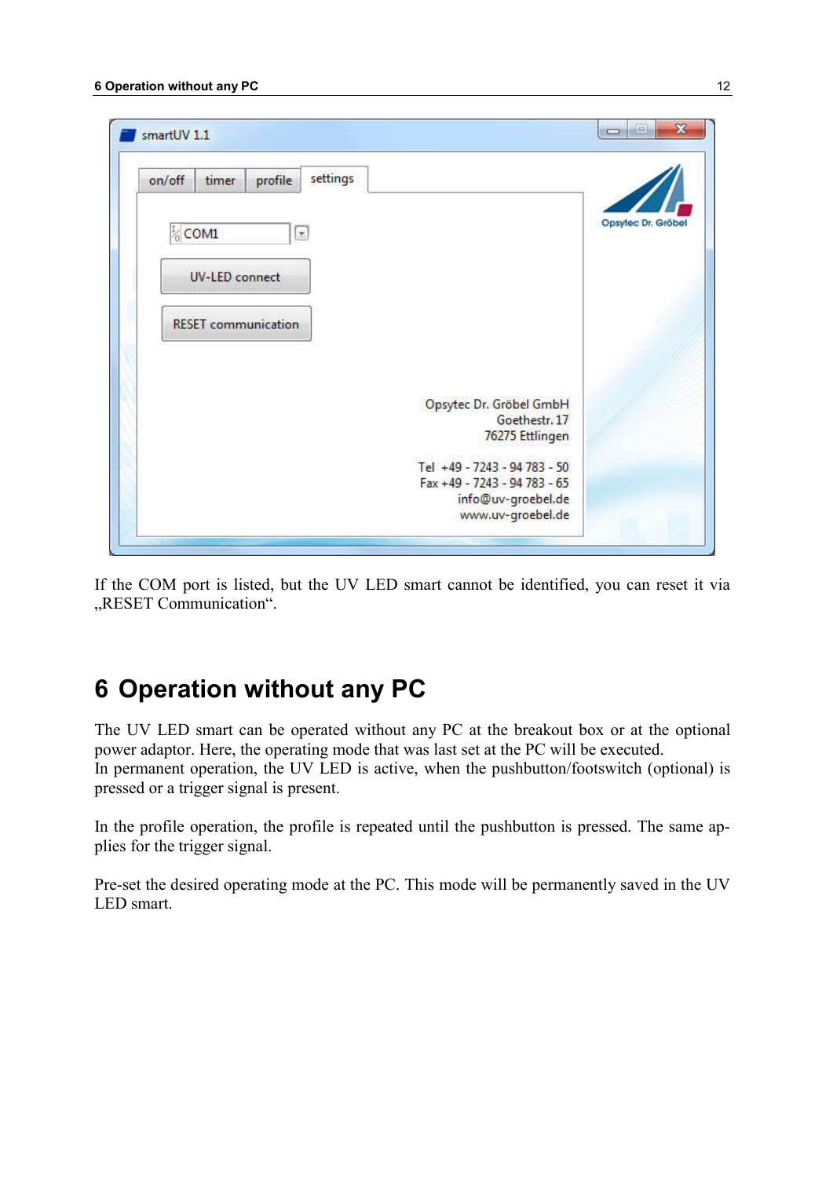If the COM port is listed, but the UV LED smart cannot be identified, you can reset it via „RESET Communication“.

# 6 Operation without any PC

The UV LED smart can be operated without any PC at the breakout box or at the optional power adaptor. Here, the operating mode that was last set at the PC will be executed.
In permanent operation, the UV LED is active, when the pushbutton/footswitch (optional) is pressed or a trigger signal is present.

In the profile operation, the profile is repeated until the pushbutton is pressed. The same applies for the trigger signal.

Pre-set the desired operating mode at the PC. This mode will be permanently saved in the UV LED smart.